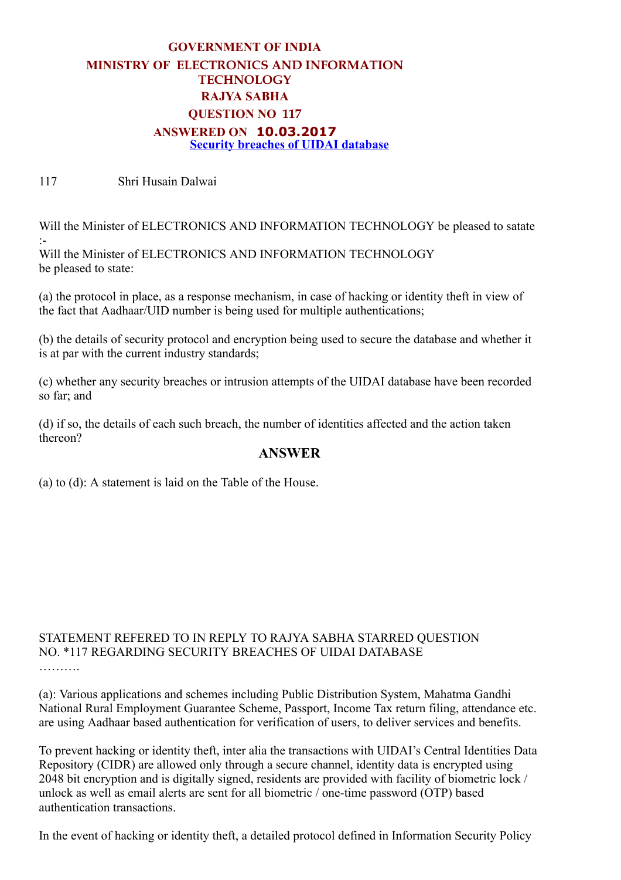# GOVERNMENT OF INDIA
## MINISTRY OF ELECTRONICS AND INFORMATION TECHNOLOGY
## RAJYA SABHA
## QUESTION NO 117
## ANSWERED ON 10.03.2017

**Security breaches of UIDAI database**

117 Shri Husain Dalwai

Will the Minister of ELECTRONICS AND INFORMATION TECHNOLOGY be pleased to satate :-

Will the Minister of ELECTRONICS AND INFORMATION TECHNOLOGY be pleased to state:

(a) the protocol in place, as a response mechanism, in case of hacking or identity theft in view of the fact that Aadhaar/UID number is being used for multiple authentications;

(b) the details of security protocol and encryption being used to secure the database and whether it is at par with the current industry standards;

(c) whether any security breaches or intrusion attempts of the UIDAI database have been recorded so far; and

(d) if so, the details of each such breach, the number of identities affected and the action taken thereon?

## ANSWER

(a) to (d): A statement is laid on the Table of the House.

STATEMENT REFERED TO IN REPLY TO RAJYA SABHA STARRED QUESTION NO. *117 REGARDING SECURITY BREACHES OF UIDAI DATABASE

……….

(a): Various applications and schemes including Public Distribution System, Mahatma Gandhi National Rural Employment Guarantee Scheme, Passport, Income Tax return filing, attendance etc. are using Aadhaar based authentication for verification of users, to deliver services and benefits.

To prevent hacking or identity theft, inter alia the transactions with UIDAI's Central Identities Data Repository (CIDR) are allowed only through a secure channel, identity data is encrypted using 2048 bit encryption and is digitally signed, residents are provided with facility of biometric lock / unlock as well as email alerts are sent for all biometric / one-time password (OTP) based authentication transactions.

In the event of hacking or identity theft, a detailed protocol defined in Information Security Policy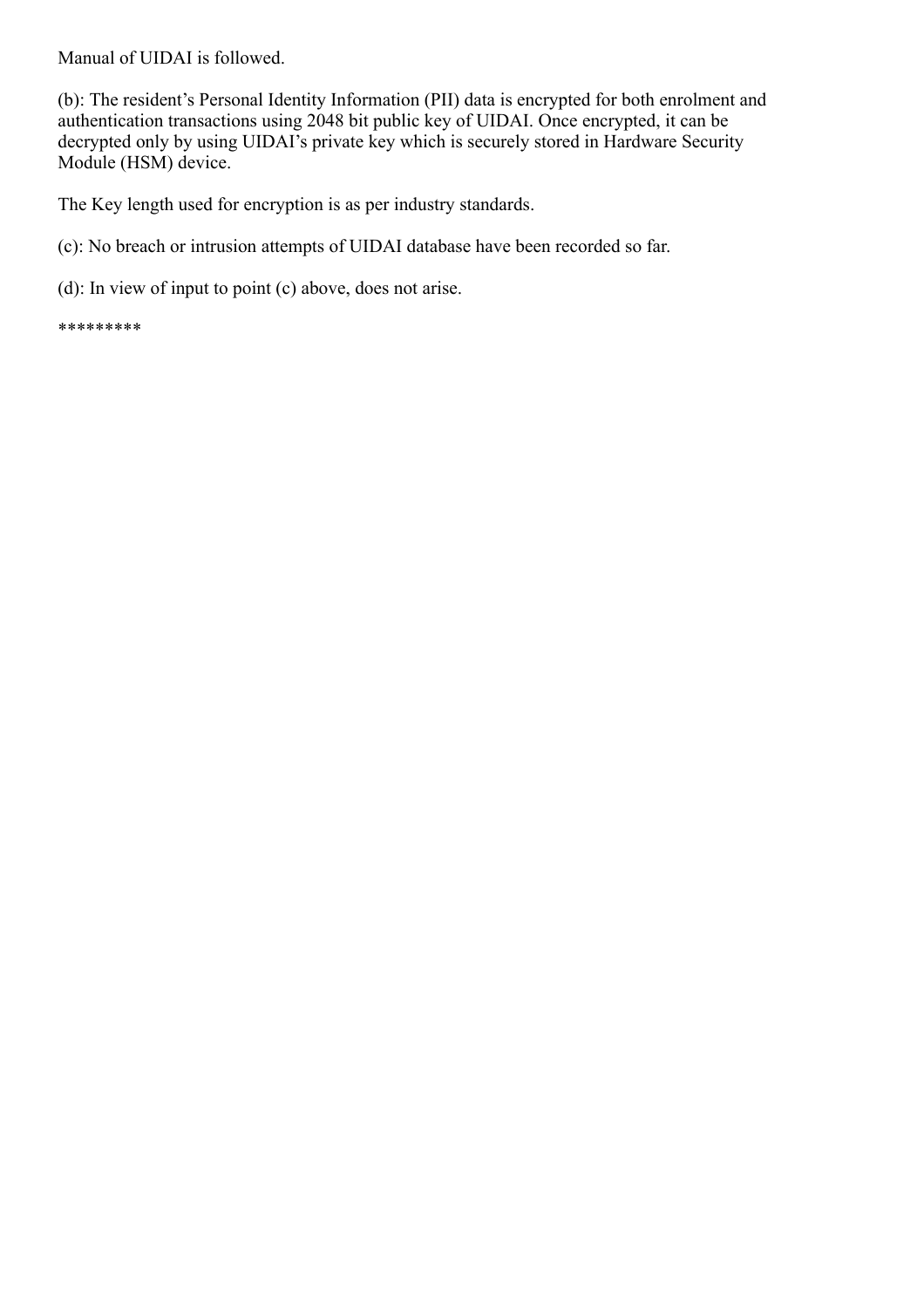Manual of UIDAI is followed.

(b): The resident's Personal Identity Information (PII) data is encrypted for both enrolment and authentication transactions using 2048 bit public key of UIDAI. Once encrypted, it can be decrypted only by using UIDAI's private key which is securely stored in Hardware Security Module (HSM) device.

The Key length used for encryption is as per industry standards.

(c): No breach or intrusion attempts of UIDAI database have been recorded so far.

(d): In view of input to point (c) above, does not arise.

*********